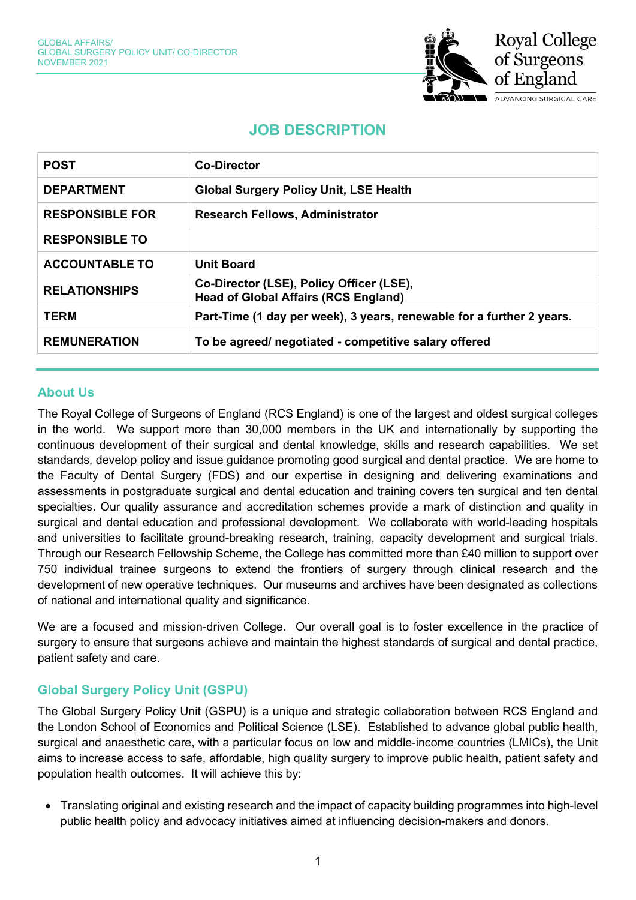# JOB DESCRIPTION

| POST | Co-Director |
|---|---|
| DEPARTMENT | Global Surgery Policy Unit, LSE Health |
| RESPONSIBLE FOR | Research Fellows, Administrator |
| RESPONSIBLE TO | |
| ACCOUNTABLE TO | Unit Board |
| RELATIONSHIPS | Co-Director (LSE), Policy Officer (LSE), Head of Global Affairs (RCS England) |
| TERM | Part-Time (1 day per week), 3 years, renewable for a further 2 years. |
| REMUNERATION | To be agreed/ negotiated - competitive salary offered |

## About Us

The Royal College of Surgeons of England (RCS England) is one of the largest and oldest surgical colleges in the world. We support more than 30,000 members in the UK and internationally by supporting the continuous development of their surgical and dental knowledge, skills and research capabilities. We set standards, develop policy and issue guidance promoting good surgical and dental practice. We are home to the Faculty of Dental Surgery (FDS) and our expertise in designing and delivering examinations and assessments in postgraduate surgical and dental education and training covers ten surgical and ten dental specialties. Our quality assurance and accreditation schemes provide a mark of distinction and quality in surgical and dental education and professional development. We collaborate with world-leading hospitals and universities to facilitate ground-breaking research, training, capacity development and surgical trials. Through our Research Fellowship Scheme, the College has committed more than £40 million to support over 750 individual trainee surgeons to extend the frontiers of surgery through clinical research and the development of new operative techniques. Our museums and archives have been designated as collections of national and international quality and significance.

We are a focused and mission-driven College. Our overall goal is to foster excellence in the practice of surgery to ensure that surgeons achieve and maintain the highest standards of surgical and dental practice, patient safety and care.

## Global Surgery Policy Unit (GSPU)

The Global Surgery Policy Unit (GSPU) is a unique and strategic collaboration between RCS England and the London School of Economics and Political Science (LSE). Established to advance global public health, surgical and anaesthetic care, with a particular focus on low and middle-income countries (LMICs), the Unit aims to increase access to safe, affordable, high quality surgery to improve public health, patient safety and population health outcomes. It will achieve this by:

- Translating original and existing research and the impact of capacity building programmes into high-level public health policy and advocacy initiatives aimed at influencing decision-makers and donors.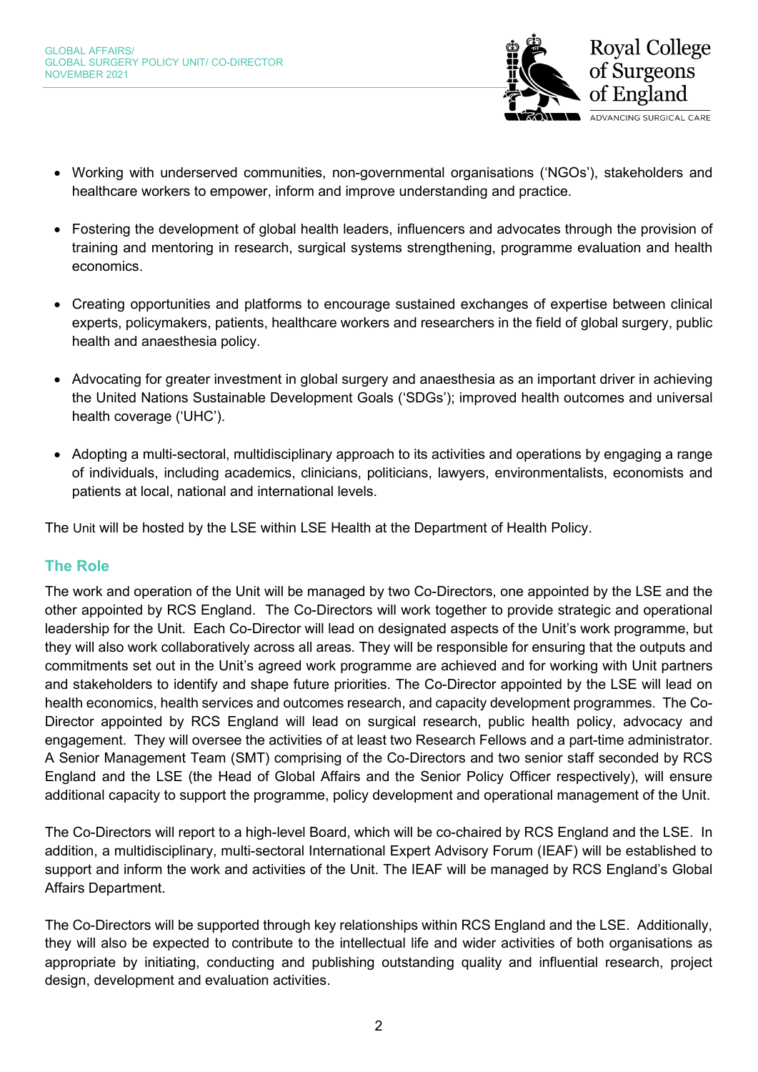- Working with underserved communities, non-governmental organisations ('NGOs'), stakeholders and healthcare workers to empower, inform and improve understanding and practice.

- Fostering the development of global health leaders, influencers and advocates through the provision of training and mentoring in research, surgical systems strengthening, programme evaluation and health economics.

- Creating opportunities and platforms to encourage sustained exchanges of expertise between clinical experts, policymakers, patients, healthcare workers and researchers in the field of global surgery, public health and anaesthesia policy.

- Advocating for greater investment in global surgery and anaesthesia as an important driver in achieving the United Nations Sustainable Development Goals ('SDGs'); improved health outcomes and universal health coverage ('UHC').

- Adopting a multi-sectoral, multidisciplinary approach to its activities and operations by engaging a range of individuals, including academics, clinicians, politicians, lawyers, environmentalists, economists and patients at local, national and international levels.

The Unit will be hosted by the LSE within LSE Health at the Department of Health Policy.

## The Role

The work and operation of the Unit will be managed by two Co-Directors, one appointed by the LSE and the other appointed by RCS England. The Co-Directors will work together to provide strategic and operational leadership for the Unit. Each Co-Director will lead on designated aspects of the Unit's work programme, but they will also work collaboratively across all areas. They will be responsible for ensuring that the outputs and commitments set out in the Unit's agreed work programme are achieved and for working with Unit partners and stakeholders to identify and shape future priorities. The Co-Director appointed by the LSE will lead on health economics, health services and outcomes research, and capacity development programmes. The Co-Director appointed by RCS England will lead on surgical research, public health policy, advocacy and engagement. They will oversee the activities of at least two Research Fellows and a part-time administrator. A Senior Management Team (SMT) comprising of the Co-Directors and two senior staff seconded by RCS England and the LSE (the Head of Global Affairs and the Senior Policy Officer respectively), will ensure additional capacity to support the programme, policy development and operational management of the Unit.

The Co-Directors will report to a high-level Board, which will be co-chaired by RCS England and the LSE. In addition, a multidisciplinary, multi-sectoral International Expert Advisory Forum (IEAF) will be established to support and inform the work and activities of the Unit. The IEAF will be managed by RCS England's Global Affairs Department.

The Co-Directors will be supported through key relationships within RCS England and the LSE. Additionally, they will also be expected to contribute to the intellectual life and wider activities of both organisations as appropriate by initiating, conducting and publishing outstanding quality and influential research, project design, development and evaluation activities.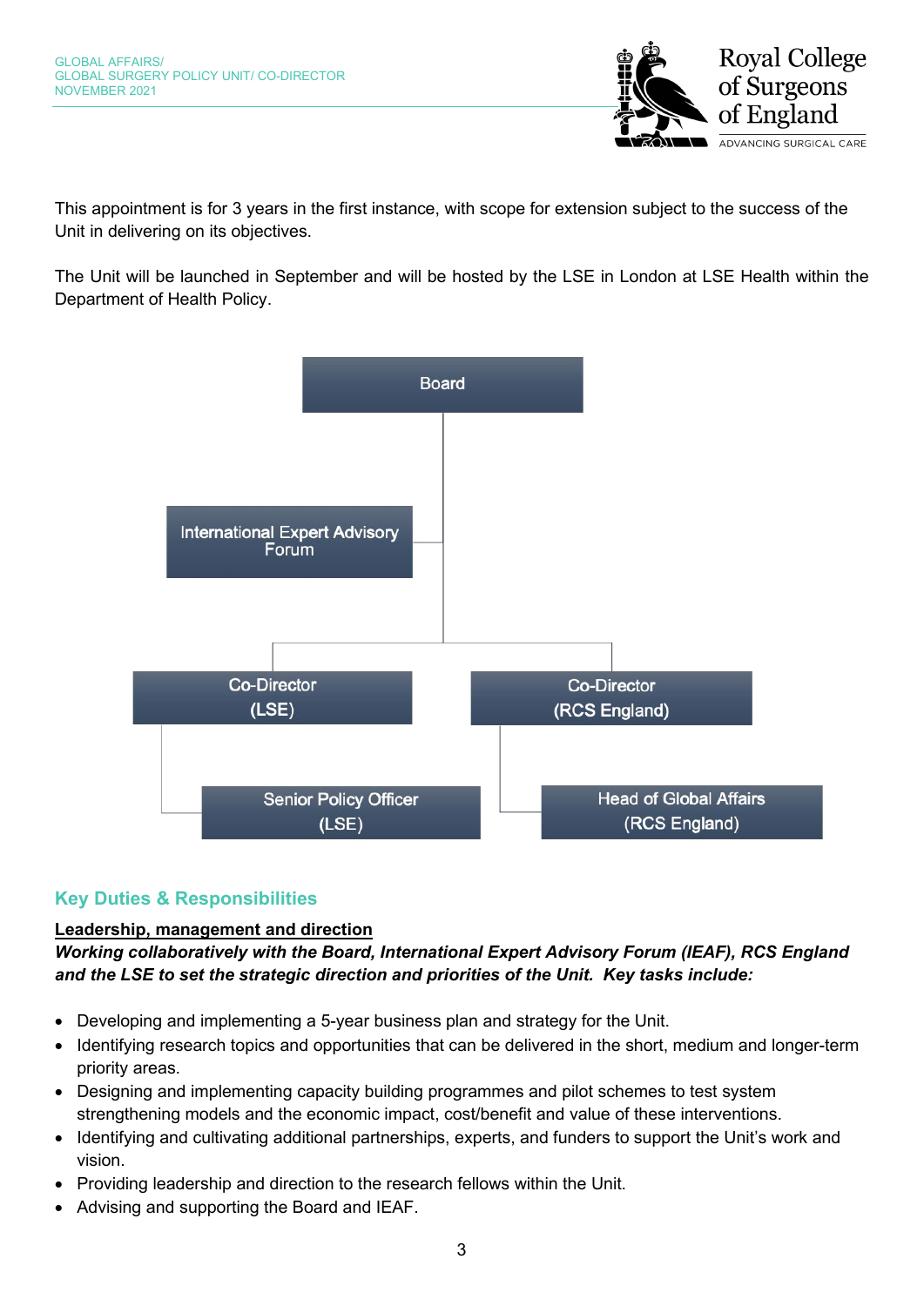This appointment is for 3 years in the first instance, with scope for extension subject to the success of the Unit in delivering on its objectives.

The Unit will be launched in September and will be hosted by the LSE in London at LSE Health within the Department of Health Policy.

Board

International Expert Advisory Forum

Co-Director (LSE)

Co-Director (RCS England)

Senior Policy Officer (LSE)

Head of Global Affairs (RCS England)

## Key Duties & Responsibilities

**Leadership, management and direction**

***Working collaboratively with the Board, International Expert Advisory Forum (IEAF), RCS England and the LSE to set the strategic direction and priorities of the Unit. Key tasks include:***

- Developing and implementing a 5-year business plan and strategy for the Unit.
- Identifying research topics and opportunities that can be delivered in the short, medium and longer-term priority areas.
- Designing and implementing capacity building programmes and pilot schemes to test system strengthening models and the economic impact, cost/benefit and value of these interventions.
- Identifying and cultivating additional partnerships, experts, and funders to support the Unit's work and vision.
- Providing leadership and direction to the research fellows within the Unit.
- Advising and supporting the Board and IEAF.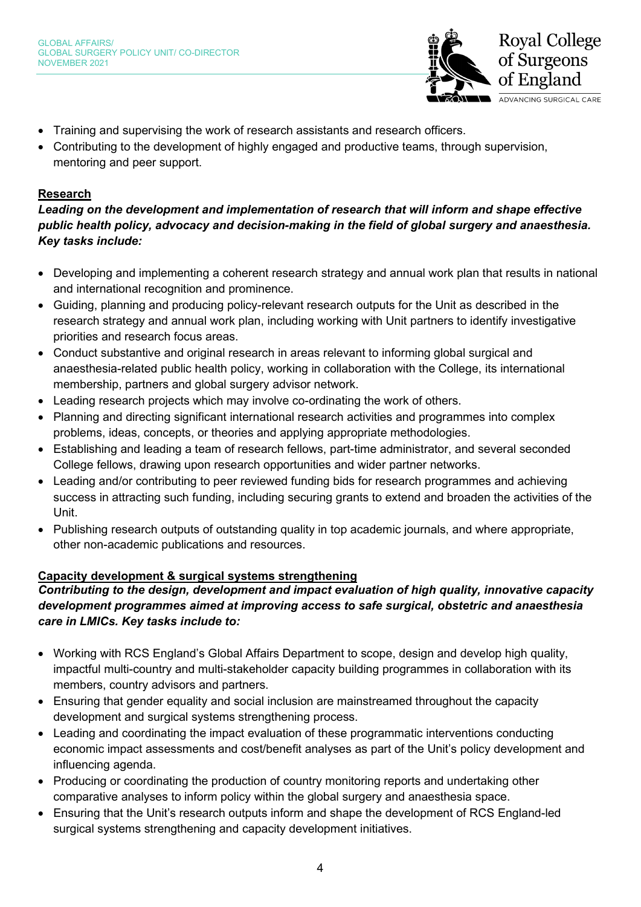- Training and supervising the work of research assistants and research officers.
- Contributing to the development of highly engaged and productive teams, through supervision, mentoring and peer support.

**Research**

***Leading on the development and implementation of research that will inform and shape effective public health policy, advocacy and decision-making in the field of global surgery and anaesthesia. Key tasks include:***

- Developing and implementing a coherent research strategy and annual work plan that results in national and international recognition and prominence.
- Guiding, planning and producing policy-relevant research outputs for the Unit as described in the research strategy and annual work plan, including working with Unit partners to identify investigative priorities and research focus areas.
- Conduct substantive and original research in areas relevant to informing global surgical and anaesthesia-related public health policy, working in collaboration with the College, its international membership, partners and global surgery advisor network.
- Leading research projects which may involve co-ordinating the work of others.
- Planning and directing significant international research activities and programmes into complex problems, ideas, concepts, or theories and applying appropriate methodologies.
- Establishing and leading a team of research fellows, part-time administrator, and several seconded College fellows, drawing upon research opportunities and wider partner networks.
- Leading and/or contributing to peer reviewed funding bids for research programmes and achieving success in attracting such funding, including securing grants to extend and broaden the activities of the Unit.
- Publishing research outputs of outstanding quality in top academic journals, and where appropriate, other non-academic publications and resources.

**Capacity development & surgical systems strengthening**

***Contributing to the design, development and impact evaluation of high quality, innovative capacity development programmes aimed at improving access to safe surgical, obstetric and anaesthesia care in LMICs. Key tasks include to:***

- Working with RCS England's Global Affairs Department to scope, design and develop high quality, impactful multi-country and multi-stakeholder capacity building programmes in collaboration with its members, country advisors and partners.
- Ensuring that gender equality and social inclusion are mainstreamed throughout the capacity development and surgical systems strengthening process.
- Leading and coordinating the impact evaluation of these programmatic interventions conducting economic impact assessments and cost/benefit analyses as part of the Unit's policy development and influencing agenda.
- Producing or coordinating the production of country monitoring reports and undertaking other comparative analyses to inform policy within the global surgery and anaesthesia space.
- Ensuring that the Unit's research outputs inform and shape the development of RCS England-led surgical systems strengthening and capacity development initiatives.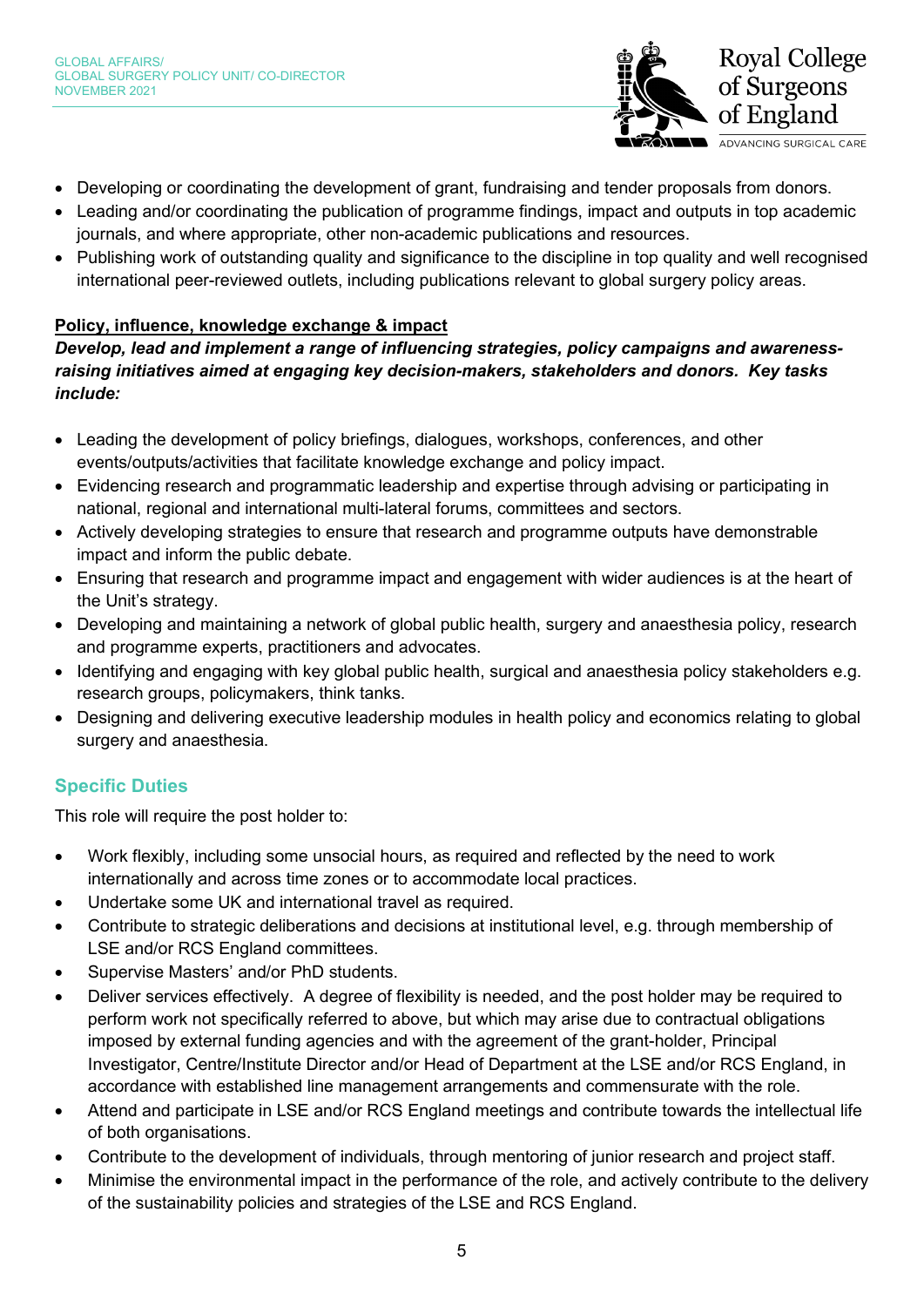- Developing or coordinating the development of grant, fundraising and tender proposals from donors.
- Leading and/or coordinating the publication of programme findings, impact and outputs in top academic journals, and where appropriate, other non-academic publications and resources.
- Publishing work of outstanding quality and significance to the discipline in top quality and well recognised international peer-reviewed outlets, including publications relevant to global surgery policy areas.

**Policy, influence, knowledge exchange & impact**

***Develop, lead and implement a range of influencing strategies, policy campaigns and awareness-raising initiatives aimed at engaging key decision-makers, stakeholders and donors. Key tasks include:***

- Leading the development of policy briefings, dialogues, workshops, conferences, and other events/outputs/activities that facilitate knowledge exchange and policy impact.
- Evidencing research and programmatic leadership and expertise through advising or participating in national, regional and international multi-lateral forums, committees and sectors.
- Actively developing strategies to ensure that research and programme outputs have demonstrable impact and inform the public debate.
- Ensuring that research and programme impact and engagement with wider audiences is at the heart of the Unit's strategy.
- Developing and maintaining a network of global public health, surgery and anaesthesia policy, research and programme experts, practitioners and advocates.
- Identifying and engaging with key global public health, surgical and anaesthesia policy stakeholders e.g. research groups, policymakers, think tanks.
- Designing and delivering executive leadership modules in health policy and economics relating to global surgery and anaesthesia.

## Specific Duties

This role will require the post holder to:

- Work flexibly, including some unsocial hours, as required and reflected by the need to work internationally and across time zones or to accommodate local practices.
- Undertake some UK and international travel as required.
- Contribute to strategic deliberations and decisions at institutional level, e.g. through membership of LSE and/or RCS England committees.
- Supervise Masters' and/or PhD students.
- Deliver services effectively. A degree of flexibility is needed, and the post holder may be required to perform work not specifically referred to above, but which may arise due to contractual obligations imposed by external funding agencies and with the agreement of the grant-holder, Principal Investigator, Centre/Institute Director and/or Head of Department at the LSE and/or RCS England, in accordance with established line management arrangements and commensurate with the role.
- Attend and participate in LSE and/or RCS England meetings and contribute towards the intellectual life of both organisations.
- Contribute to the development of individuals, through mentoring of junior research and project staff.
- Minimise the environmental impact in the performance of the role, and actively contribute to the delivery of the sustainability policies and strategies of the LSE and RCS England.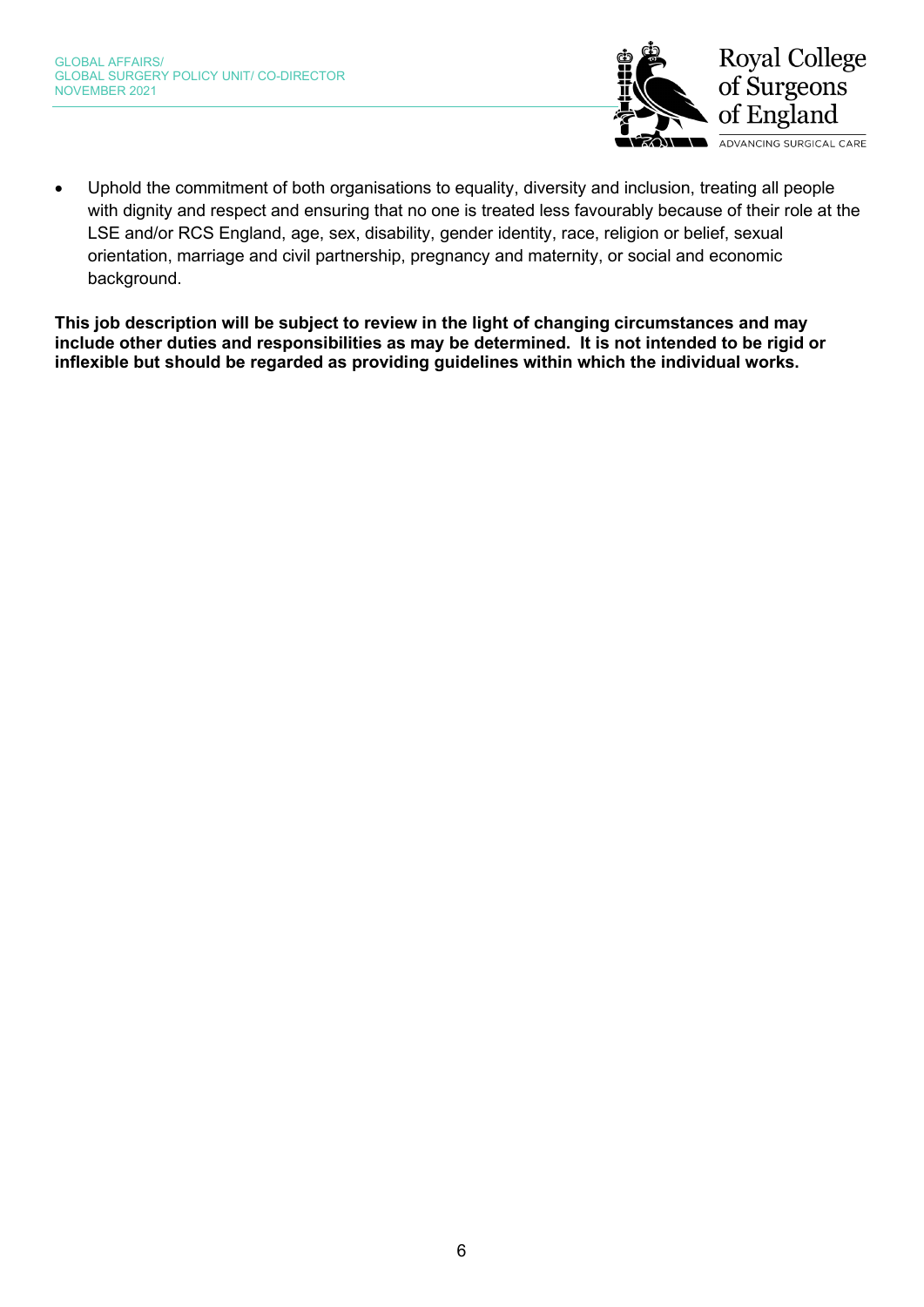- Uphold the commitment of both organisations to equality, diversity and inclusion, treating all people with dignity and respect and ensuring that no one is treated less favourably because of their role at the LSE and/or RCS England, age, sex, disability, gender identity, race, religion or belief, sexual orientation, marriage and civil partnership, pregnancy and maternity, or social and economic background.

**This job description will be subject to review in the light of changing circumstances and may include other duties and responsibilities as may be determined. It is not intended to be rigid or inflexible but should be regarded as providing guidelines within which the individual works.**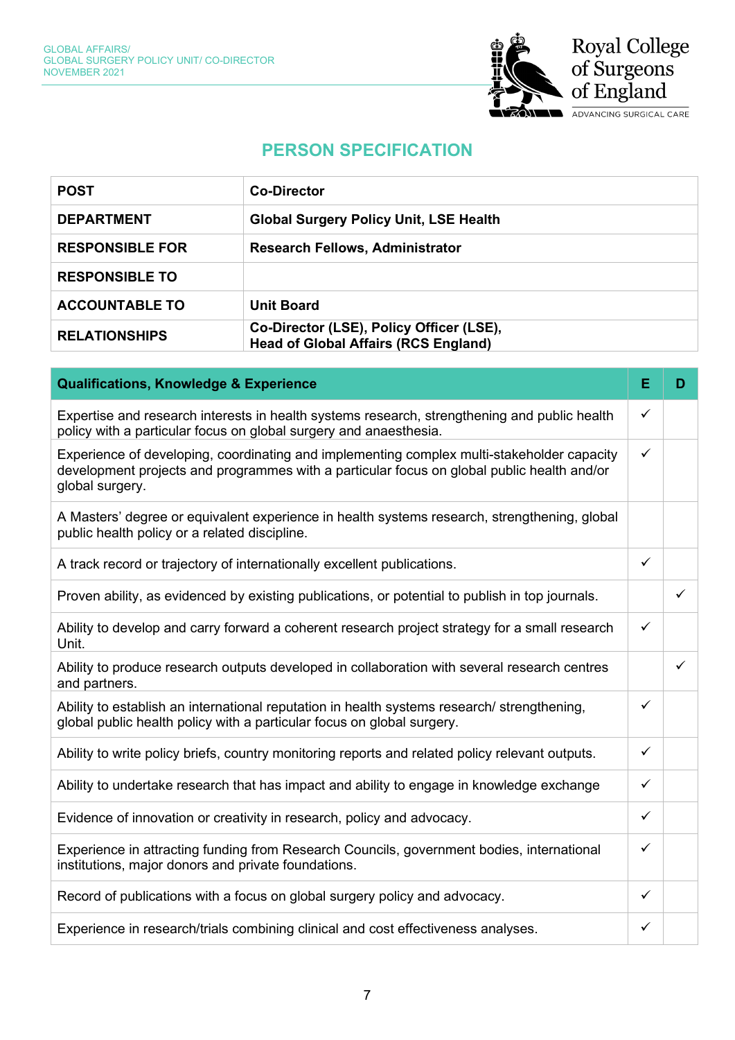# PERSON SPECIFICATION

| POST | Co-Director |
|---|---|
| DEPARTMENT | Global Surgery Policy Unit, LSE Health |
| RESPONSIBLE FOR | Research Fellows, Administrator |
| RESPONSIBLE TO | |
| ACCOUNTABLE TO | Unit Board |
| RELATIONSHIPS | Co-Director (LSE), Policy Officer (LSE), Head of Global Affairs (RCS England) |

| Qualifications, Knowledge & Experience | E | D |
|---|---|---|
| Expertise and research interests in health systems research, strengthening and public health policy with a particular focus on global surgery and anaesthesia. | ✓ | |
| Experience of developing, coordinating and implementing complex multi-stakeholder capacity development projects and programmes with a particular focus on global public health and/or global surgery. | ✓ | |
| A Masters' degree or equivalent experience in health systems research, strengthening, global public health policy or a related discipline. | | |
| A track record or trajectory of internationally excellent publications. | ✓ | |
| Proven ability, as evidenced by existing publications, or potential to publish in top journals. | | ✓ |
| Ability to develop and carry forward a coherent research project strategy for a small research Unit. | ✓ | |
| Ability to produce research outputs developed in collaboration with several research centres and partners. | | ✓ |
| Ability to establish an international reputation in health systems research/ strengthening, global public health policy with a particular focus on global surgery. | ✓ | |
| Ability to write policy briefs, country monitoring reports and related policy relevant outputs. | ✓ | |
| Ability to undertake research that has impact and ability to engage in knowledge exchange | ✓ | |
| Evidence of innovation or creativity in research, policy and advocacy. | ✓ | |
| Experience in attracting funding from Research Councils, government bodies, international institutions, major donors and private foundations. | ✓ | |
| Record of publications with a focus on global surgery policy and advocacy. | ✓ | |
| Experience in research/trials combining clinical and cost effectiveness analyses. | ✓ | |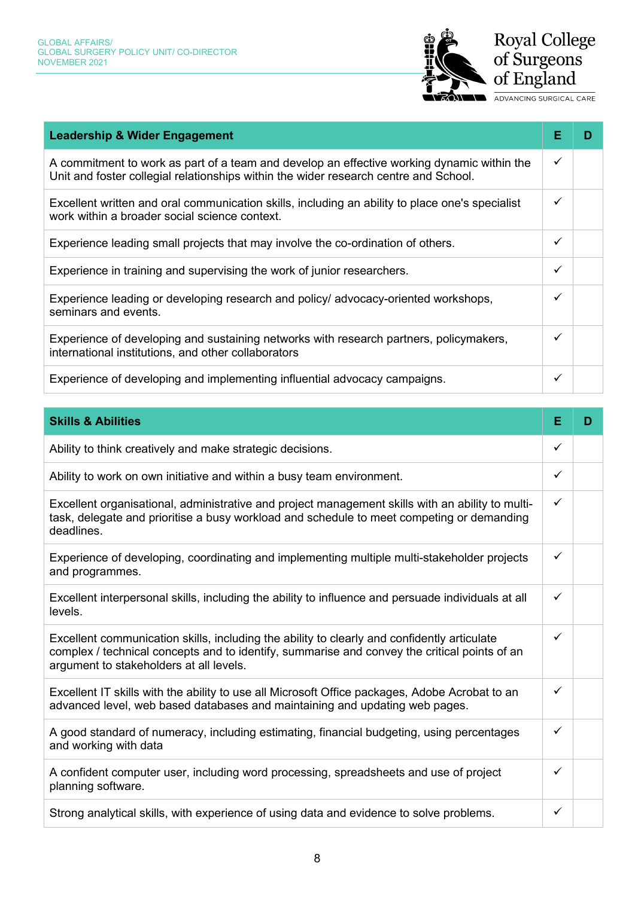| Leadership & Wider Engagement | E | D |
|---|---|---|
| A commitment to work as part of a team and develop an effective working dynamic within the Unit and foster collegial relationships within the wider research centre and School. | ✓ | |
| Excellent written and oral communication skills, including an ability to place one's specialist work within a broader social science context. | ✓ | |
| Experience leading small projects that may involve the co-ordination of others. | ✓ | |
| Experience in training and supervising the work of junior researchers. | ✓ | |
| Experience leading or developing research and policy/ advocacy-oriented workshops, seminars and events. | ✓ | |
| Experience of developing and sustaining networks with research partners, policymakers, international institutions, and other collaborators | ✓ | |
| Experience of developing and implementing influential advocacy campaigns. | ✓ | |

| Skills & Abilities | E | D |
|---|---|---|
| Ability to think creatively and make strategic decisions. | ✓ | |
| Ability to work on own initiative and within a busy team environment. | ✓ | |
| Excellent organisational, administrative and project management skills with an ability to multi-task, delegate and prioritise a busy workload and schedule to meet competing or demanding deadlines. | ✓ | |
| Experience of developing, coordinating and implementing multiple multi-stakeholder projects and programmes. | ✓ | |
| Excellent interpersonal skills, including the ability to influence and persuade individuals at all levels. | ✓ | |
| Excellent communication skills, including the ability to clearly and confidently articulate complex / technical concepts and to identify, summarise and convey the critical points of an argument to stakeholders at all levels. | ✓ | |
| Excellent IT skills with the ability to use all Microsoft Office packages, Adobe Acrobat to an advanced level, web based databases and maintaining and updating web pages. | ✓ | |
| A good standard of numeracy, including estimating, financial budgeting, using percentages and working with data | ✓ | |
| A confident computer user, including word processing, spreadsheets and use of project planning software. | ✓ | |
| Strong analytical skills, with experience of using data and evidence to solve problems. | ✓ | |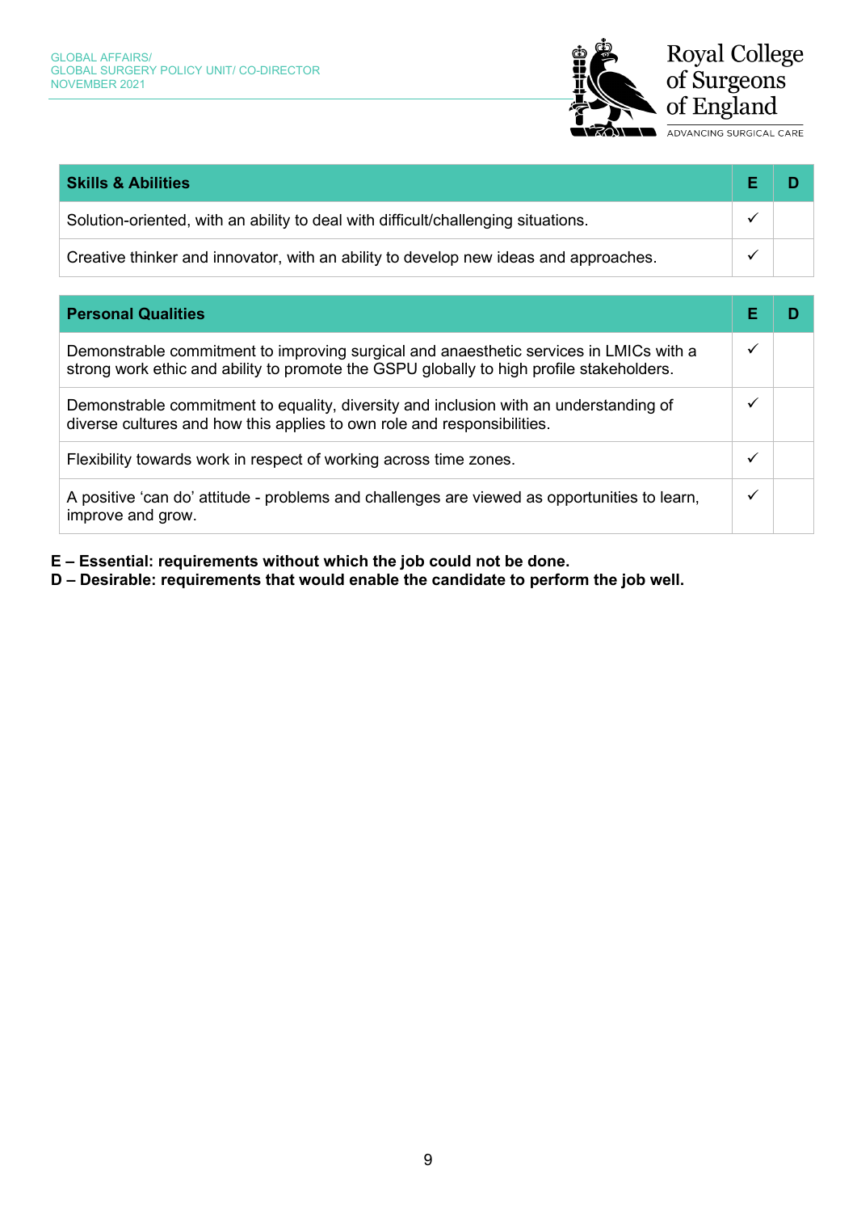| Skills & Abilities | E | D |
|---|---|---|
| Solution-oriented, with an ability to deal with difficult/challenging situations. | ✓ | |
| Creative thinker and innovator, with an ability to develop new ideas and approaches. | ✓ | |

| Personal Qualities | E | D |
|---|---|---|
| Demonstrable commitment to improving surgical and anaesthetic services in LMICs with a strong work ethic and ability to promote the GSPU globally to high profile stakeholders. | ✓ | |
| Demonstrable commitment to equality, diversity and inclusion with an understanding of diverse cultures and how this applies to own role and responsibilities. | ✓ | |
| Flexibility towards work in respect of working across time zones. | ✓ | |
| A positive 'can do' attitude - problems and challenges are viewed as opportunities to learn, improve and grow. | ✓ | |

**E – Essential: requirements without which the job could not be done.**
**D – Desirable: requirements that would enable the candidate to perform the job well.**